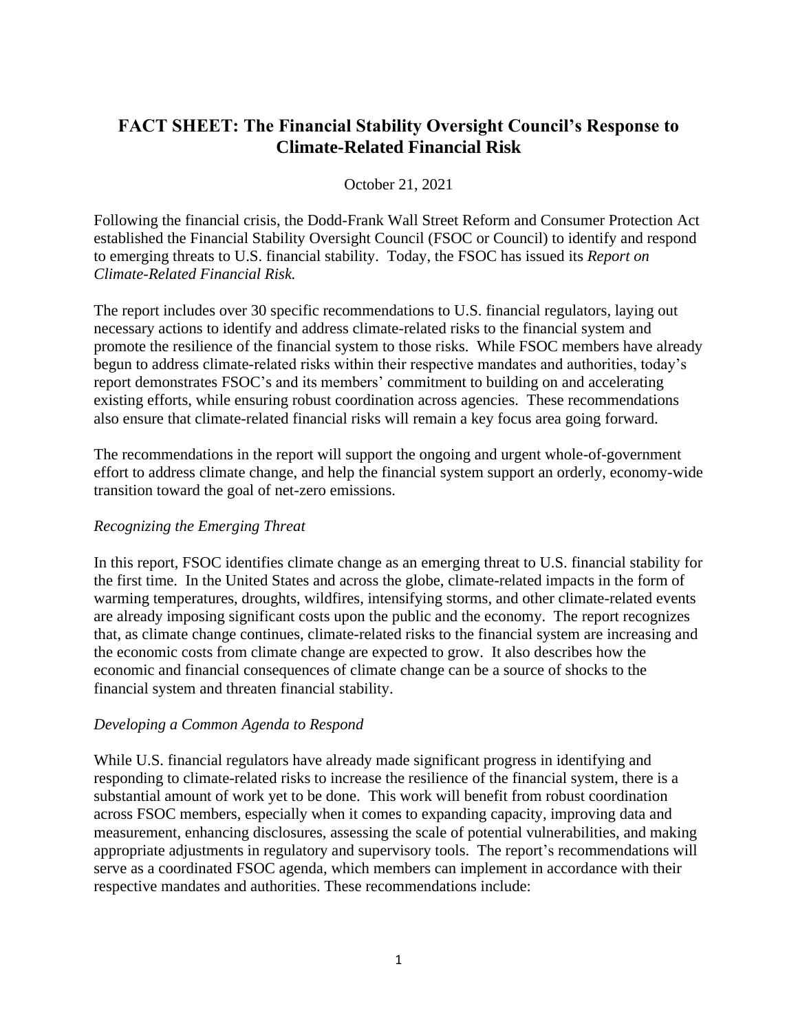# FACT SHEET: The Financial Stability Oversight Council's Response to Climate-Related Financial Risk

October 21, 2021

Following the financial crisis, the Dodd-Frank Wall Street Reform and Consumer Protection Act established the Financial Stability Oversight Council (FSOC or Council) to identify and respond to emerging threats to U.S. financial stability. Today, the FSOC has issued its *Report on Climate-Related Financial Risk.*

The report includes over 30 specific recommendations to U.S. financial regulators, laying out necessary actions to identify and address climate-related risks to the financial system and promote the resilience of the financial system to those risks. While FSOC members have already begun to address climate-related risks within their respective mandates and authorities, today's report demonstrates FSOC's and its members' commitment to building on and accelerating existing efforts, while ensuring robust coordination across agencies. These recommendations also ensure that climate-related financial risks will remain a key focus area going forward.

The recommendations in the report will support the ongoing and urgent whole-of-government effort to address climate change, and help the financial system support an orderly, economy-wide transition toward the goal of net-zero emissions.

*Recognizing the Emerging Threat*

In this report, FSOC identifies climate change as an emerging threat to U.S. financial stability for the first time. In the United States and across the globe, climate-related impacts in the form of warming temperatures, droughts, wildfires, intensifying storms, and other climate-related events are already imposing significant costs upon the public and the economy. The report recognizes that, as climate change continues, climate-related risks to the financial system are increasing and the economic costs from climate change are expected to grow. It also describes how the economic and financial consequences of climate change can be a source of shocks to the financial system and threaten financial stability.

*Developing a Common Agenda to Respond*

While U.S. financial regulators have already made significant progress in identifying and responding to climate-related risks to increase the resilience of the financial system, there is a substantial amount of work yet to be done. This work will benefit from robust coordination across FSOC members, especially when it comes to expanding capacity, improving data and measurement, enhancing disclosures, assessing the scale of potential vulnerabilities, and making appropriate adjustments in regulatory and supervisory tools. The report's recommendations will serve as a coordinated FSOC agenda, which members can implement in accordance with their respective mandates and authorities. These recommendations include: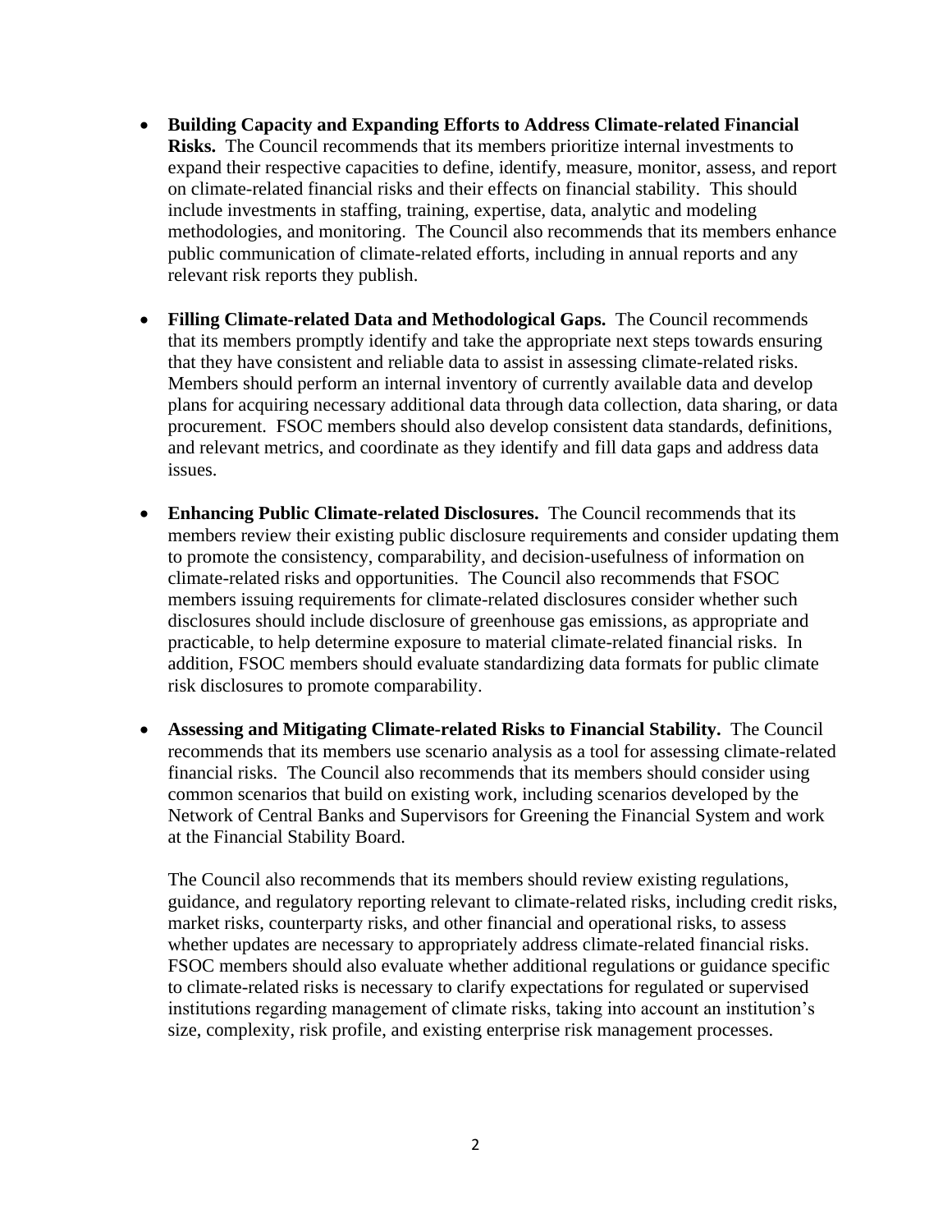- **Building Capacity and Expanding Efforts to Address Climate-related Financial Risks.** The Council recommends that its members prioritize internal investments to expand their respective capacities to define, identify, measure, monitor, assess, and report on climate-related financial risks and their effects on financial stability. This should include investments in staffing, training, expertise, data, analytic and modeling methodologies, and monitoring. The Council also recommends that its members enhance public communication of climate-related efforts, including in annual reports and any relevant risk reports they publish.

- **Filling Climate-related Data and Methodological Gaps.** The Council recommends that its members promptly identify and take the appropriate next steps towards ensuring that they have consistent and reliable data to assist in assessing climate-related risks. Members should perform an internal inventory of currently available data and develop plans for acquiring necessary additional data through data collection, data sharing, or data procurement. FSOC members should also develop consistent data standards, definitions, and relevant metrics, and coordinate as they identify and fill data gaps and address data issues.

- **Enhancing Public Climate-related Disclosures.** The Council recommends that its members review their existing public disclosure requirements and consider updating them to promote the consistency, comparability, and decision-usefulness of information on climate-related risks and opportunities. The Council also recommends that FSOC members issuing requirements for climate-related disclosures consider whether such disclosures should include disclosure of greenhouse gas emissions, as appropriate and practicable, to help determine exposure to material climate-related financial risks. In addition, FSOC members should evaluate standardizing data formats for public climate risk disclosures to promote comparability.

- **Assessing and Mitigating Climate-related Risks to Financial Stability.** The Council recommends that its members use scenario analysis as a tool for assessing climate-related financial risks. The Council also recommends that its members should consider using common scenarios that build on existing work, including scenarios developed by the Network of Central Banks and Supervisors for Greening the Financial System and work at the Financial Stability Board.

  The Council also recommends that its members should review existing regulations, guidance, and regulatory reporting relevant to climate-related risks, including credit risks, market risks, counterparty risks, and other financial and operational risks, to assess whether updates are necessary to appropriately address climate-related financial risks. FSOC members should also evaluate whether additional regulations or guidance specific to climate-related risks is necessary to clarify expectations for regulated or supervised institutions regarding management of climate risks, taking into account an institution's size, complexity, risk profile, and existing enterprise risk management processes.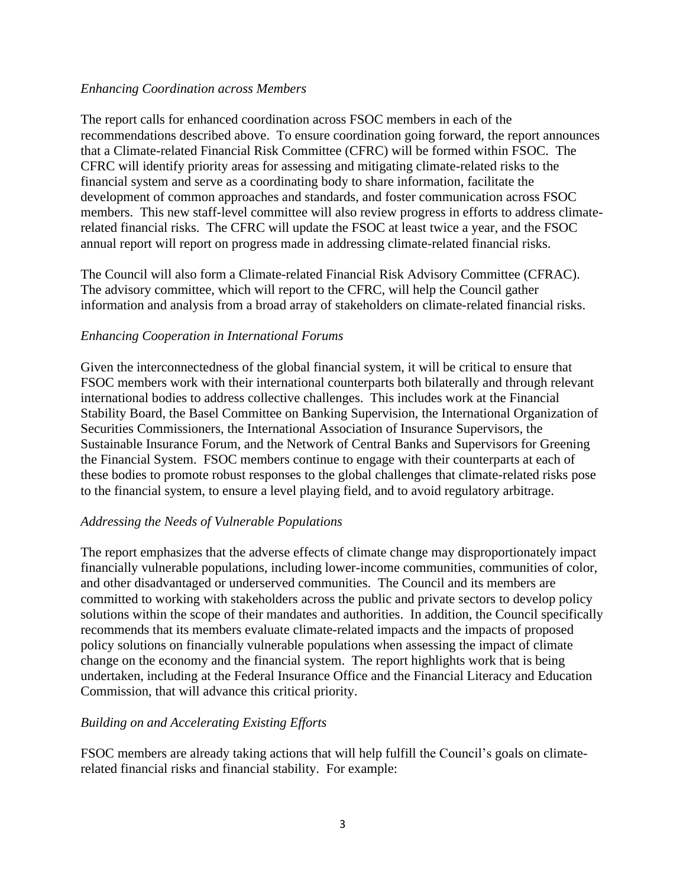*Enhancing Coordination across Members*

The report calls for enhanced coordination across FSOC members in each of the recommendations described above. To ensure coordination going forward, the report announces that a Climate-related Financial Risk Committee (CFRC) will be formed within FSOC. The CFRC will identify priority areas for assessing and mitigating climate-related risks to the financial system and serve as a coordinating body to share information, facilitate the development of common approaches and standards, and foster communication across FSOC members. This new staff-level committee will also review progress in efforts to address climate-related financial risks. The CFRC will update the FSOC at least twice a year, and the FSOC annual report will report on progress made in addressing climate-related financial risks.

The Council will also form a Climate-related Financial Risk Advisory Committee (CFRAC). The advisory committee, which will report to the CFRC, will help the Council gather information and analysis from a broad array of stakeholders on climate-related financial risks.

*Enhancing Cooperation in International Forums*

Given the interconnectedness of the global financial system, it will be critical to ensure that FSOC members work with their international counterparts both bilaterally and through relevant international bodies to address collective challenges. This includes work at the Financial Stability Board, the Basel Committee on Banking Supervision, the International Organization of Securities Commissioners, the International Association of Insurance Supervisors, the Sustainable Insurance Forum, and the Network of Central Banks and Supervisors for Greening the Financial System. FSOC members continue to engage with their counterparts at each of these bodies to promote robust responses to the global challenges that climate-related risks pose to the financial system, to ensure a level playing field, and to avoid regulatory arbitrage.

*Addressing the Needs of Vulnerable Populations*

The report emphasizes that the adverse effects of climate change may disproportionately impact financially vulnerable populations, including lower-income communities, communities of color, and other disadvantaged or underserved communities. The Council and its members are committed to working with stakeholders across the public and private sectors to develop policy solutions within the scope of their mandates and authorities. In addition, the Council specifically recommends that its members evaluate climate-related impacts and the impacts of proposed policy solutions on financially vulnerable populations when assessing the impact of climate change on the economy and the financial system. The report highlights work that is being undertaken, including at the Federal Insurance Office and the Financial Literacy and Education Commission, that will advance this critical priority.

*Building on and Accelerating Existing Efforts*

FSOC members are already taking actions that will help fulfill the Council's goals on climate-related financial risks and financial stability. For example: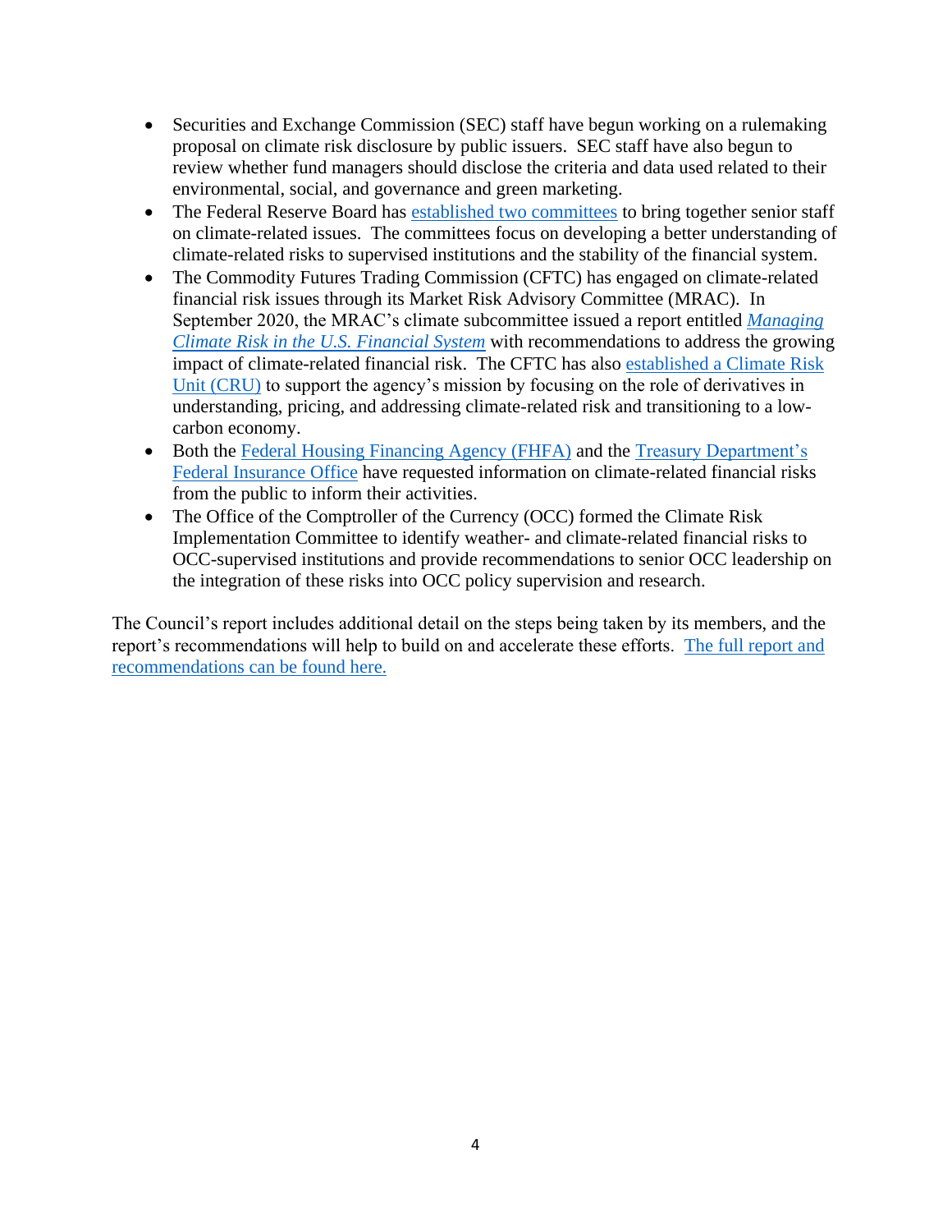- Securities and Exchange Commission (SEC) staff have begun working on a rulemaking proposal on climate risk disclosure by public issuers. SEC staff have also begun to review whether fund managers should disclose the criteria and data used related to their environmental, social, and governance and green marketing.
- The Federal Reserve Board has established two committees to bring together senior staff on climate-related issues. The committees focus on developing a better understanding of climate-related risks to supervised institutions and the stability of the financial system.
- The Commodity Futures Trading Commission (CFTC) has engaged on climate-related financial risk issues through its Market Risk Advisory Committee (MRAC). In September 2020, the MRAC's climate subcommittee issued a report entitled *Managing Climate Risk in the U.S. Financial System* with recommendations to address the growing impact of climate-related financial risk. The CFTC has also established a Climate Risk Unit (CRU) to support the agency's mission by focusing on the role of derivatives in understanding, pricing, and addressing climate-related risk and transitioning to a low-carbon economy.
- Both the Federal Housing Financing Agency (FHFA) and the Treasury Department's Federal Insurance Office have requested information on climate-related financial risks from the public to inform their activities.
- The Office of the Comptroller of the Currency (OCC) formed the Climate Risk Implementation Committee to identify weather- and climate-related financial risks to OCC-supervised institutions and provide recommendations to senior OCC leadership on the integration of these risks into OCC policy supervision and research.

The Council's report includes additional detail on the steps being taken by its members, and the report's recommendations will help to build on and accelerate these efforts. The full report and recommendations can be found here.